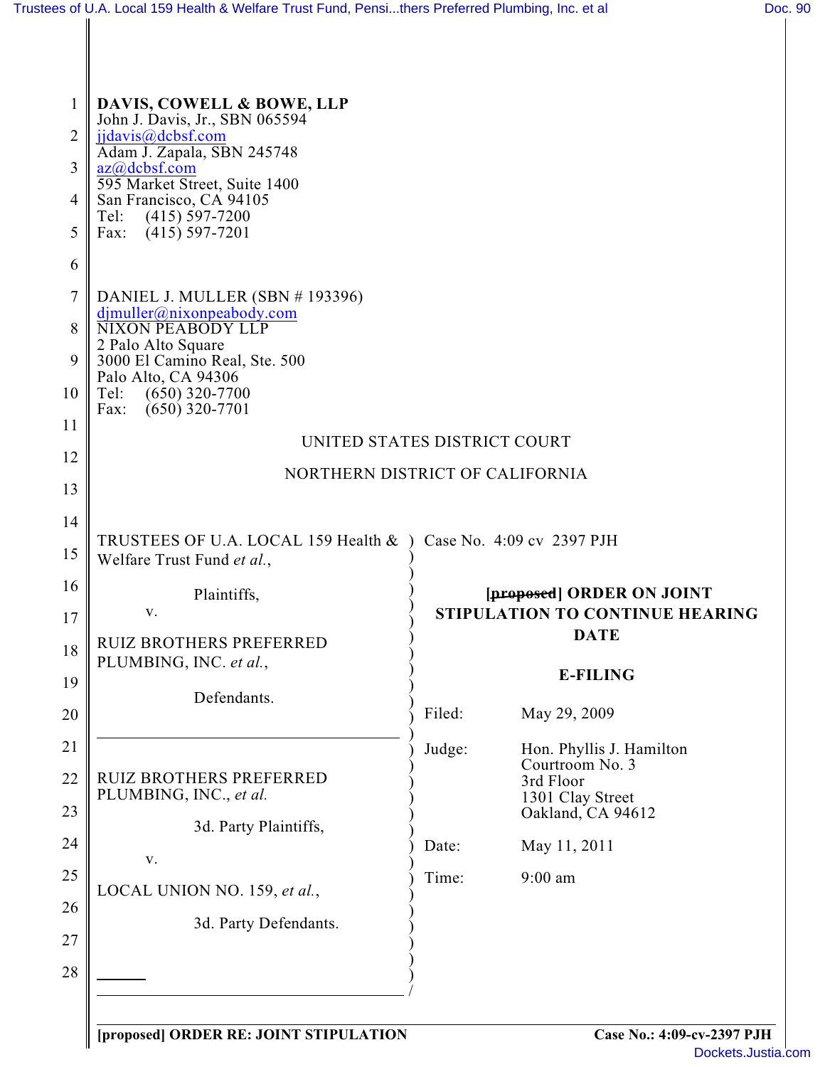**DAVIS, COWELL & BOWE, LLP**
John J. Davis, Jr., SBN 065594
jjdavis@dcbsf.com
Adam J. Zapala, SBN 245748
az@dcbsf.com
595 Market Street, Suite 1400
San Francisco, CA 94105
Tel: (415) 597-7200
Fax: (415) 597-7201

DANIEL J. MULLER (SBN # 193396)
djmuller@nixonpeabody.com
NIXON PEABODY LLP
2 Palo Alto Square
3000 El Camino Real, Ste. 500
Palo Alto, CA 94306
Tel: (650) 320-7700
Fax: (650) 320-7701

UNITED STATES DISTRICT COURT

NORTHERN DISTRICT OF CALIFORNIA

| | |
|---|---|
| TRUSTEES OF U.A. LOCAL 159 Health & Welfare Trust Fund *et al.*,<br><br>Plaintiffs,<br><br>v.<br><br>RUIZ BROTHERS PREFERRED PLUMBING, INC. *et al.*,<br><br>Defendants. | Case No. 4:09 cv 2397 PJH<br><br>**~~[proposed]~~ ORDER ON JOINT STIPULATION TO CONTINUE HEARING DATE**<br><br>**E-FILING** |
| RUIZ BROTHERS PREFERRED PLUMBING, INC., *et al.*<br><br>3d. Party Plaintiffs,<br><br>v.<br><br>LOCAL UNION NO. 159, *et al.*,<br><br>3d. Party Defendants. | Filed: May 29, 2009<br><br>Judge: Hon. Phyllis J. Hamilton<br>Courtroom No. 3<br>3rd Floor<br>1301 Clay Street<br>Oakland, CA 94612<br><br>Date: May 11, 2011<br><br>Time: 9:00 am |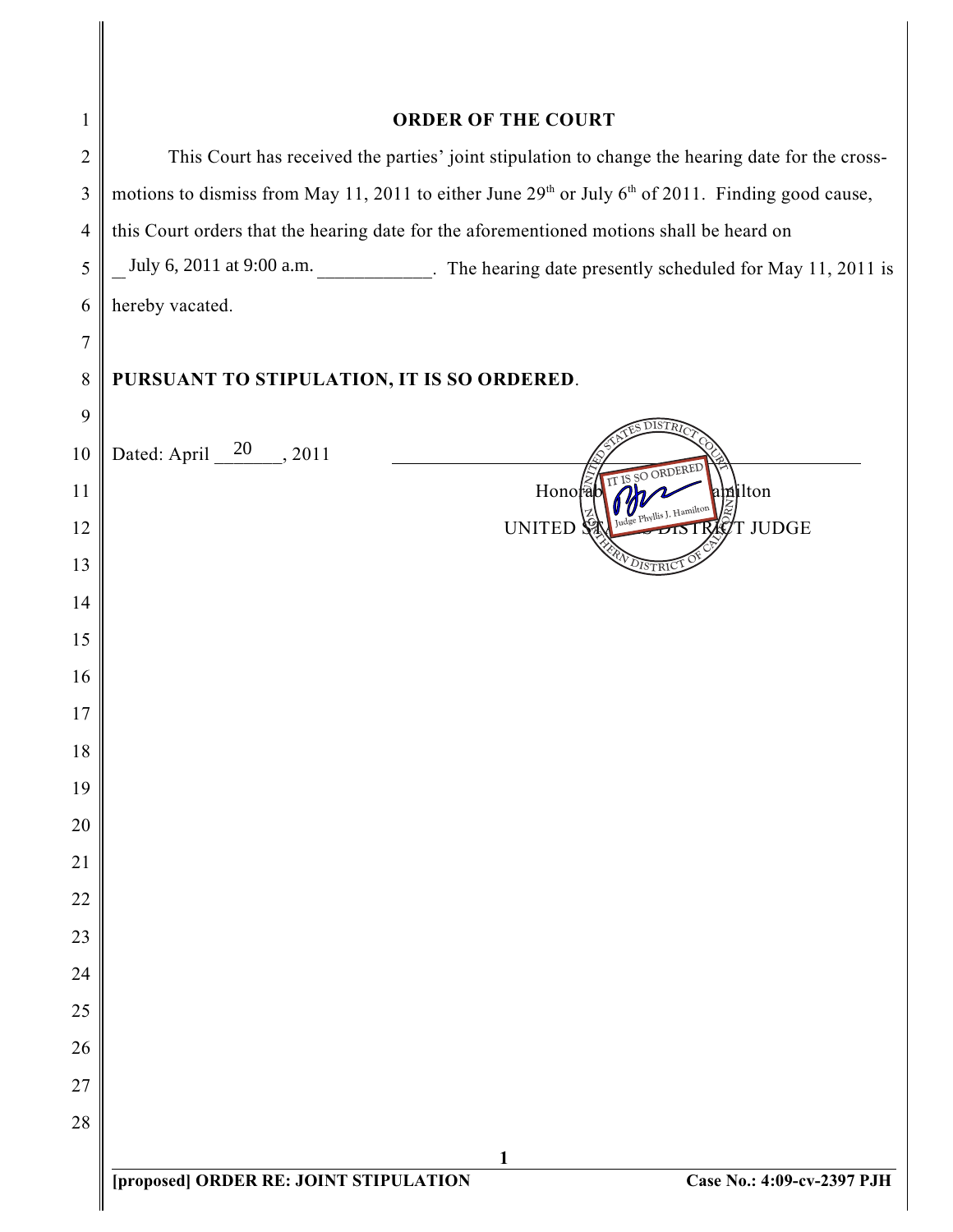# ORDER OF THE COURT

This Court has received the parties' joint stipulation to change the hearing date for the cross-motions to dismiss from May 11, 2011 to either June 29th or July 6th of 2011. Finding good cause, this Court orders that the hearing date for the aforementioned motions shall be heard on \_ July 6, 2011 at 9:00 a.m. \_\_\_\_\_\_\_\_\_\_\_\_. The hearing date presently scheduled for May 11, 2011 is hereby vacated.

**PURSUANT TO STIPULATION, IT IS SO ORDERED**.

Dated: April \_\_20\_\_, 2011

UNITED STATES DISTRICT COURT
NORTHERN DISTRICT OF CALIFORNIA
IT IS SO ORDERED
Judge Phyllis J. Hamilton

\_\_\_\_\_\_\_\_\_\_\_\_\_\_\_\_\_\_\_\_\_\_\_\_\_\_\_\_\_\_\_\_\_\_\_\_\_\_\_\_
Honorable Phyllis J. Hamilton
UNITED STATES DISTRICT JUDGE

**[proposed] ORDER RE: JOINT STIPULATION** **Case No.: 4:09-cv-2397 PJH**